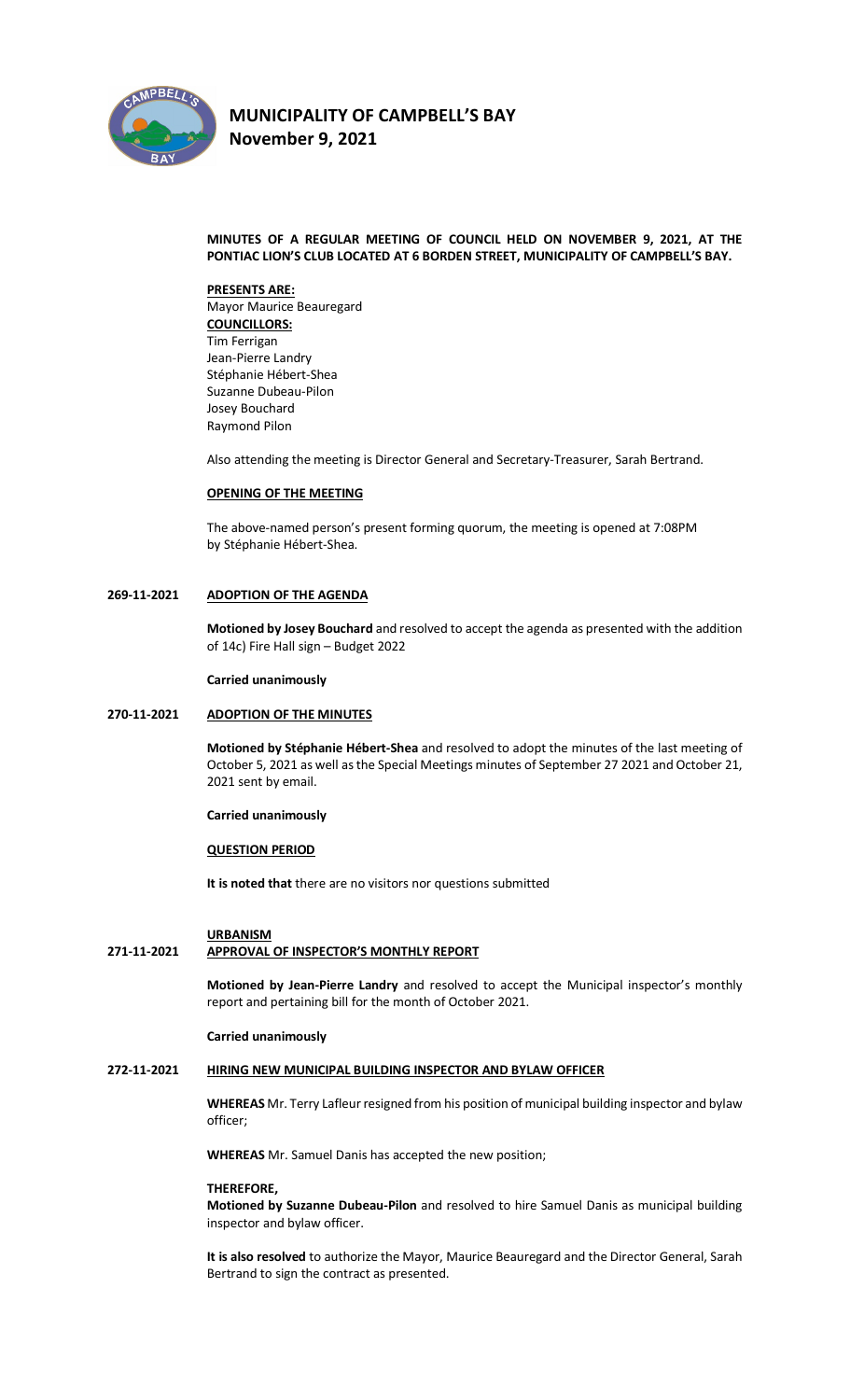# MUNICIPALITY OF CAMPBELL'S BAY
## November 9, 2021

**MINUTES OF A REGULAR MEETING OF COUNCIL HELD ON NOVEMBER 9, 2021, AT THE PONTIAC LION'S CLUB LOCATED AT 6 BORDEN STREET, MUNICIPALITY OF CAMPBELL'S BAY.**

**PRESENTS ARE:**
Mayor Maurice Beauregard
**COUNCILLORS:**
Tim Ferrigan
Jean-Pierre Landry
Stéphanie Hébert-Shea
Suzanne Dubeau-Pilon
Josey Bouchard
Raymond Pilon

Also attending the meeting is Director General and Secretary-Treasurer, Sarah Bertrand.

**OPENING OF THE MEETING**

The above-named person's present forming quorum, the meeting is opened at 7:08PM by Stéphanie Hébert-Shea.

**269-11-2021 ADOPTION OF THE AGENDA**

**Motioned by Josey Bouchard** and resolved to accept the agenda as presented with the addition of 14c) Fire Hall sign – Budget 2022

**Carried unanimously**

**270-11-2021 ADOPTION OF THE MINUTES**

**Motioned by Stéphanie Hébert-Shea** and resolved to adopt the minutes of the last meeting of October 5, 2021 as well as the Special Meetings minutes of September 27 2021 and October 21, 2021 sent by email.

**Carried unanimously**

**QUESTION PERIOD**

**It is noted that** there are no visitors nor questions submitted

**URBANISM**

**271-11-2021 APPROVAL OF INSPECTOR'S MONTHLY REPORT**

**Motioned by Jean-Pierre Landry** and resolved to accept the Municipal inspector's monthly report and pertaining bill for the month of October 2021.

**Carried unanimously**

**272-11-2021 HIRING NEW MUNICIPAL BUILDING INSPECTOR AND BYLAW OFFICER**

**WHEREAS** Mr. Terry Lafleur resigned from his position of municipal building inspector and bylaw officer;

**WHEREAS** Mr. Samuel Danis has accepted the new position;

**THEREFORE,**
**Motioned by Suzanne Dubeau-Pilon** and resolved to hire Samuel Danis as municipal building inspector and bylaw officer.

**It is also resolved** to authorize the Mayor, Maurice Beauregard and the Director General, Sarah Bertrand to sign the contract as presented.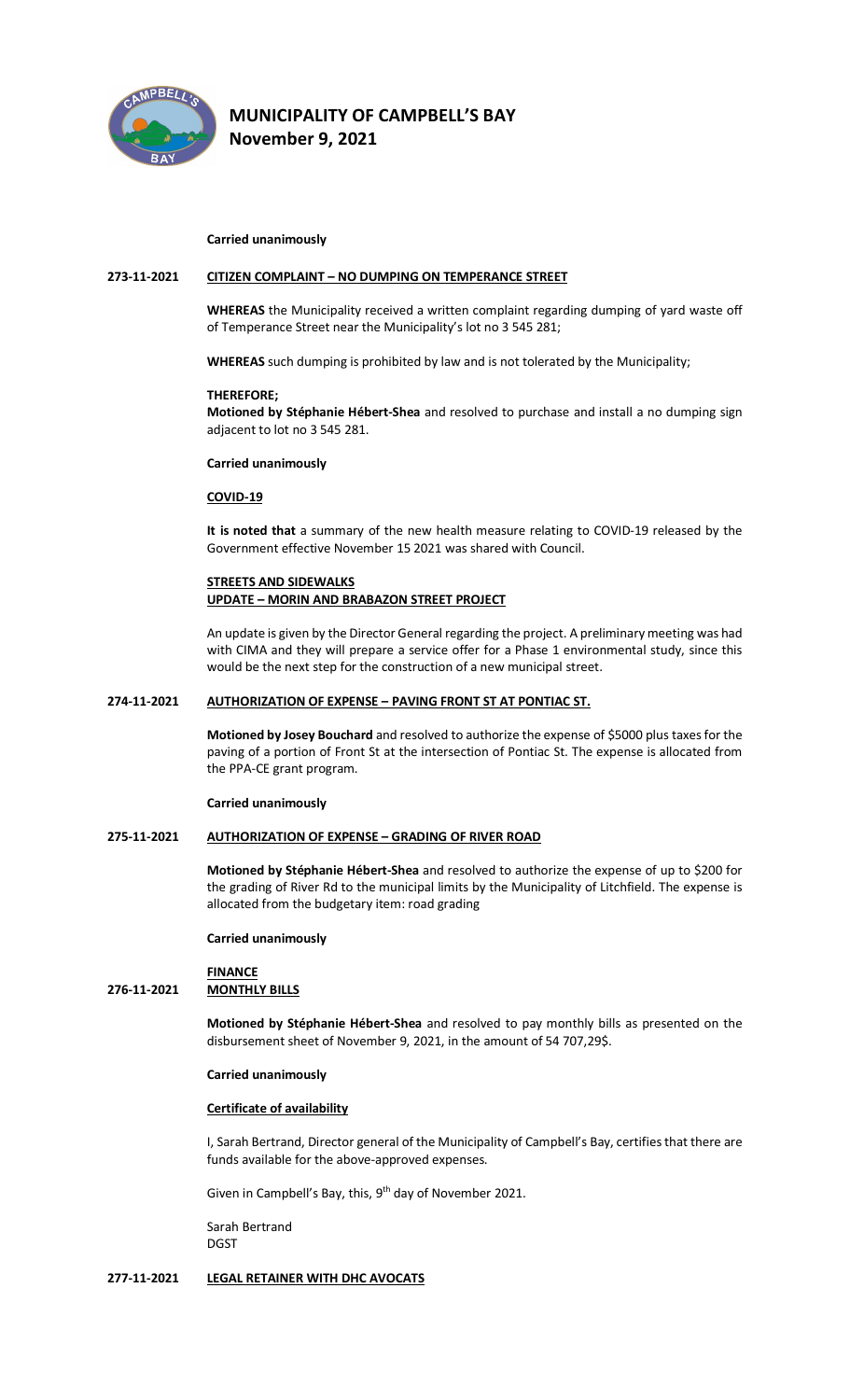**Carried unanimously**

**273-11-2021 CITIZEN COMPLAINT – NO DUMPING ON TEMPERANCE STREET**

**WHEREAS** the Municipality received a written complaint regarding dumping of yard waste off of Temperance Street near the Municipality's lot no 3 545 281;

**WHEREAS** such dumping is prohibited by law and is not tolerated by the Municipality;

**THEREFORE;**
**Motioned by Stéphanie Hébert-Shea** and resolved to purchase and install a no dumping sign adjacent to lot no 3 545 281.

**Carried unanimously**

**COVID-19**

**It is noted that** a summary of the new health measure relating to COVID-19 released by the Government effective November 15 2021 was shared with Council.

**STREETS AND SIDEWALKS**
**UPDATE – MORIN AND BRABAZON STREET PROJECT**

An update is given by the Director General regarding the project. A preliminary meeting was had with CIMA and they will prepare a service offer for a Phase 1 environmental study, since this would be the next step for the construction of a new municipal street.

**274-11-2021 AUTHORIZATION OF EXPENSE – PAVING FRONT ST AT PONTIAC ST.**

**Motioned by Josey Bouchard** and resolved to authorize the expense of $5000 plus taxes for the paving of a portion of Front St at the intersection of Pontiac St. The expense is allocated from the PPA-CE grant program.

**Carried unanimously**

**275-11-2021 AUTHORIZATION OF EXPENSE – GRADING OF RIVER ROAD**

**Motioned by Stéphanie Hébert-Shea** and resolved to authorize the expense of up to $200 for the grading of River Rd to the municipal limits by the Municipality of Litchfield. The expense is allocated from the budgetary item: road grading

**Carried unanimously**

**FINANCE**
**276-11-2021 MONTHLY BILLS**

**Motioned by Stéphanie Hébert-Shea** and resolved to pay monthly bills as presented on the disbursement sheet of November 9, 2021, in the amount of 54 707,29$.

**Carried unanimously**

**Certificate of availability**

I, Sarah Bertrand, Director general of the Municipality of Campbell's Bay, certifies that there are funds available for the above-approved expenses.

Given in Campbell's Bay, this, 9th day of November 2021.

Sarah Bertrand
DGST

**277-11-2021 LEGAL RETAINER WITH DHC AVOCATS**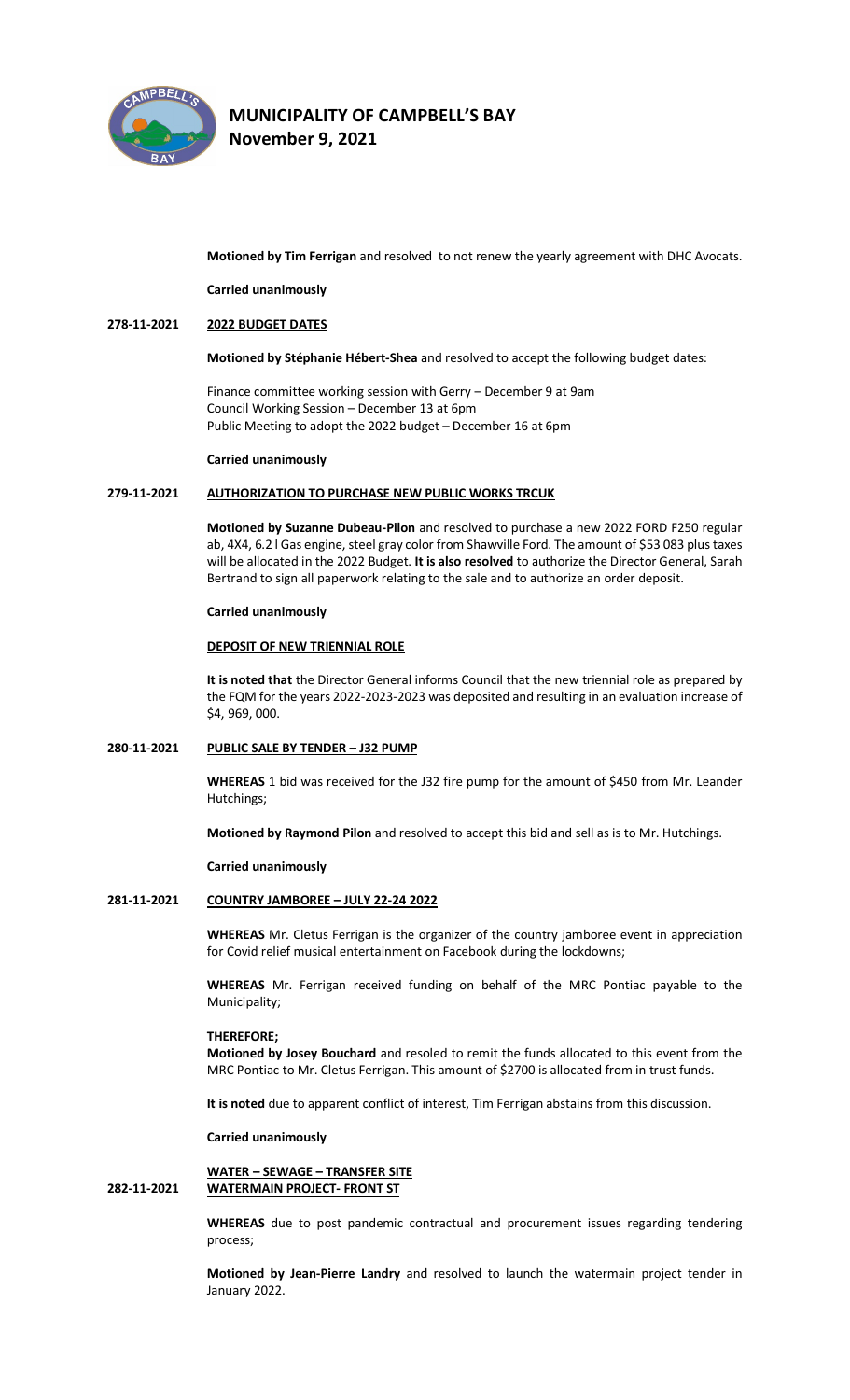**Motioned by Tim Ferrigan** and resolved to not renew the yearly agreement with DHC Avocats.

**Carried unanimously**

**278-11-2021** **2022 BUDGET DATES**

**Motioned by Stéphanie Hébert-Shea** and resolved to accept the following budget dates:

Finance committee working session with Gerry – December 9 at 9am
Council Working Session – December 13 at 6pm
Public Meeting to adopt the 2022 budget – December 16 at 6pm

**Carried unanimously**

**279-11-2021** **AUTHORIZATION TO PURCHASE NEW PUBLIC WORKS TRCUK**

**Motioned by Suzanne Dubeau-Pilon** and resolved to purchase a new 2022 FORD F250 regular ab, 4X4, 6.2 l Gas engine, steel gray color from Shawville Ford. The amount of $53 083 plus taxes will be allocated in the 2022 Budget. **It is also resolved** to authorize the Director General, Sarah Bertrand to sign all paperwork relating to the sale and to authorize an order deposit.

**Carried unanimously**

**DEPOSIT OF NEW TRIENNIAL ROLE**

**It is noted that** the Director General informs Council that the new triennial role as prepared by the FQM for the years 2022-2023-2023 was deposited and resulting in an evaluation increase of $4, 969, 000.

**280-11-2021** **PUBLIC SALE BY TENDER – J32 PUMP**

**WHEREAS** 1 bid was received for the J32 fire pump for the amount of $450 from Mr. Leander Hutchings;

**Motioned by Raymond Pilon** and resolved to accept this bid and sell as is to Mr. Hutchings.

**Carried unanimously**

**281-11-2021** **COUNTRY JAMBOREE – JULY 22-24 2022**

**WHEREAS** Mr. Cletus Ferrigan is the organizer of the country jamboree event in appreciation for Covid relief musical entertainment on Facebook during the lockdowns;

**WHEREAS** Mr. Ferrigan received funding on behalf of the MRC Pontiac payable to the Municipality;

**THEREFORE;**
**Motioned by Josey Bouchard** and resoled to remit the funds allocated to this event from the MRC Pontiac to Mr. Cletus Ferrigan. This amount of $2700 is allocated from in trust funds.

**It is noted** due to apparent conflict of interest, Tim Ferrigan abstains from this discussion.

**Carried unanimously**

**WATER – SEWAGE – TRANSFER SITE**

**282-11-2021** **WATERMAIN PROJECT- FRONT ST**

**WHEREAS** due to post pandemic contractual and procurement issues regarding tendering process;

**Motioned by Jean-Pierre Landry** and resolved to launch the watermain project tender in January 2022.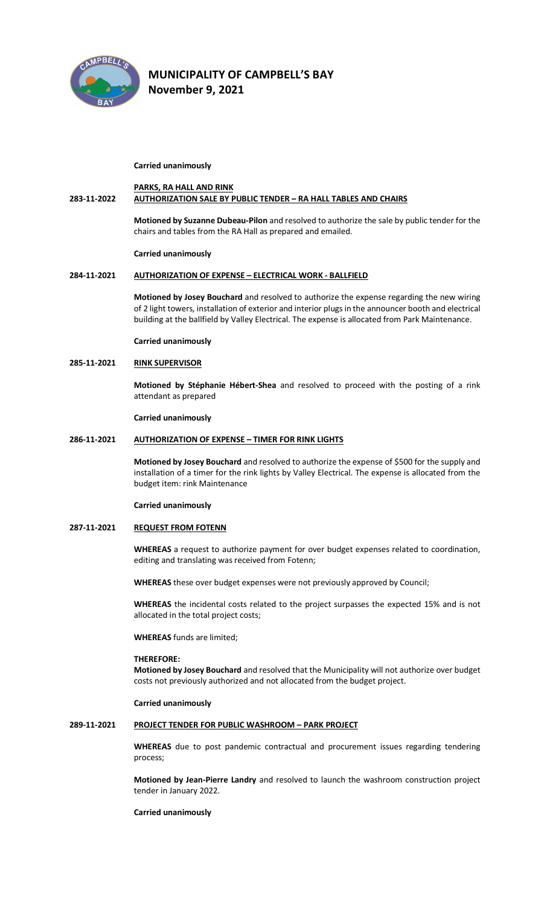**Carried unanimously**

**PARKS, RA HALL AND RINK**

**283-11-2022 AUTHORIZATION SALE BY PUBLIC TENDER – RA HALL TABLES AND CHAIRS**

**Motioned by Suzanne Dubeau-Pilon** and resolved to authorize the sale by public tender for the chairs and tables from the RA Hall as prepared and emailed.

**Carried unanimously**

**284-11-2021 AUTHORIZATION OF EXPENSE – ELECTRICAL WORK - BALLFIELD**

**Motioned by Josey Bouchard** and resolved to authorize the expense regarding the new wiring of 2 light towers, installation of exterior and interior plugs in the announcer booth and electrical building at the ballfield by Valley Electrical. The expense is allocated from Park Maintenance.

**Carried unanimously**

**285-11-2021 RINK SUPERVISOR**

**Motioned by Stéphanie Hébert-Shea** and resolved to proceed with the posting of a rink attendant as prepared

**Carried unanimously**

**286-11-2021 AUTHORIZATION OF EXPENSE – TIMER FOR RINK LIGHTS**

**Motioned by Josey Bouchard** and resolved to authorize the expense of $500 for the supply and installation of a timer for the rink lights by Valley Electrical. The expense is allocated from the budget item: rink Maintenance

**Carried unanimously**

**287-11-2021 REQUEST FROM FOTENN**

**WHEREAS** a request to authorize payment for over budget expenses related to coordination, editing and translating was received from Fotenn;

**WHEREAS** these over budget expenses were not previously approved by Council;

**WHEREAS** the incidental costs related to the project surpasses the expected 15% and is not allocated in the total project costs;

**WHEREAS** funds are limited;

**THEREFORE:**
**Motioned by Josey Bouchard** and resolved that the Municipality will not authorize over budget costs not previously authorized and not allocated from the budget project.

**Carried unanimously**

**289-11-2021 PROJECT TENDER FOR PUBLIC WASHROOM – PARK PROJECT**

**WHEREAS** due to post pandemic contractual and procurement issues regarding tendering process;

**Motioned by Jean-Pierre Landry** and resolved to launch the washroom construction project tender in January 2022.

**Carried unanimously**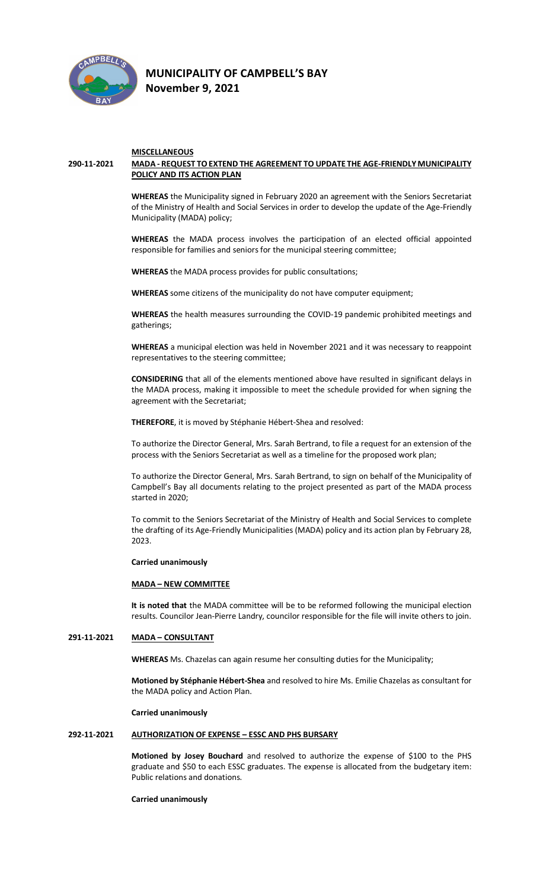**MISCELLANEOUS**

**290-11-2021 MADA - REQUEST TO EXTEND THE AGREEMENT TO UPDATE THE AGE-FRIENDLY MUNICIPALITY POLICY AND ITS ACTION PLAN**

**WHEREAS** the Municipality signed in February 2020 an agreement with the Seniors Secretariat of the Ministry of Health and Social Services in order to develop the update of the Age-Friendly Municipality (MADA) policy;

**WHEREAS** the MADA process involves the participation of an elected official appointed responsible for families and seniors for the municipal steering committee;

**WHEREAS** the MADA process provides for public consultations;

**WHEREAS** some citizens of the municipality do not have computer equipment;

**WHEREAS** the health measures surrounding the COVID-19 pandemic prohibited meetings and gatherings;

**WHEREAS** a municipal election was held in November 2021 and it was necessary to reappoint representatives to the steering committee;

**CONSIDERING** that all of the elements mentioned above have resulted in significant delays in the MADA process, making it impossible to meet the schedule provided for when signing the agreement with the Secretariat;

**THEREFORE**, it is moved by Stéphanie Hébert-Shea and resolved:

To authorize the Director General, Mrs. Sarah Bertrand, to file a request for an extension of the process with the Seniors Secretariat as well as a timeline for the proposed work plan;

To authorize the Director General, Mrs. Sarah Bertrand, to sign on behalf of the Municipality of Campbell's Bay all documents relating to the project presented as part of the MADA process started in 2020;

To commit to the Seniors Secretariat of the Ministry of Health and Social Services to complete the drafting of its Age-Friendly Municipalities (MADA) policy and its action plan by February 28, 2023.

**Carried unanimously**

**MADA – NEW COMMITTEE**

**It is noted that** the MADA committee will be to be reformed following the municipal election results. Councilor Jean-Pierre Landry, councilor responsible for the file will invite others to join.

**291-11-2021 MADA – CONSULTANT**

**WHEREAS** Ms. Chazelas can again resume her consulting duties for the Municipality;

**Motioned by Stéphanie Hébert-Shea** and resolved to hire Ms. Emilie Chazelas as consultant for the MADA policy and Action Plan.

**Carried unanimously**

**292-11-2021 AUTHORIZATION OF EXPENSE – ESSC AND PHS BURSARY**

**Motioned by Josey Bouchard** and resolved to authorize the expense of $100 to the PHS graduate and $50 to each ESSC graduates. The expense is allocated from the budgetary item: Public relations and donations.

**Carried unanimously**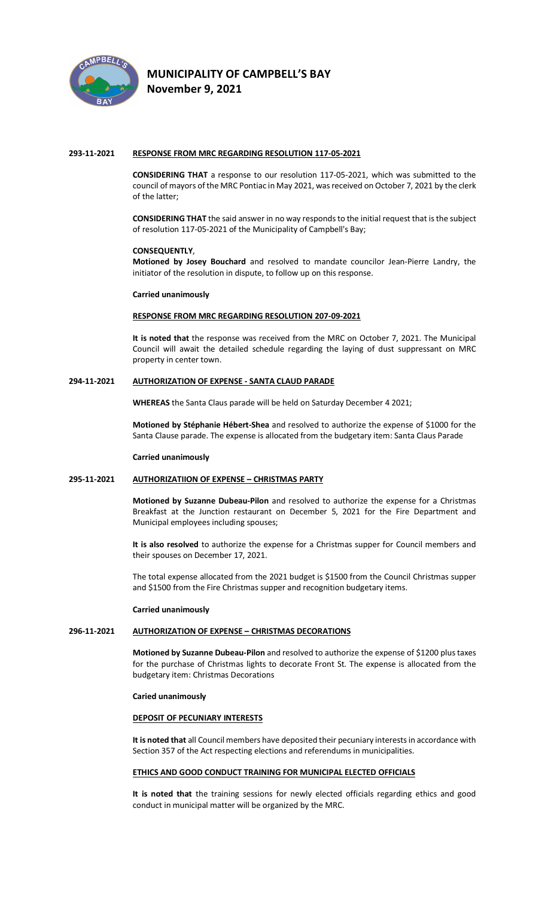# MUNICIPALITY OF CAMPBELL'S BAY
## November 9, 2021

**293-11-2021** **RESPONSE FROM MRC REGARDING RESOLUTION 117-05-2021**

**CONSIDERING THAT** a response to our resolution 117-05-2021, which was submitted to the council of mayors of the MRC Pontiac in May 2021, was received on October 7, 2021 by the clerk of the latter;

**CONSIDERING THAT** the said answer in no way responds to the initial request that is the subject of resolution 117-05-2021 of the Municipality of Campbell's Bay;

**CONSEQUENTLY**,
**Motioned by Josey Bouchard** and resolved to mandate councilor Jean-Pierre Landry, the initiator of the resolution in dispute, to follow up on this response.

**Carried unanimously**

**RESPONSE FROM MRC REGARDING RESOLUTION 207-09-2021**

**It is noted that** the response was received from the MRC on October 7, 2021. The Municipal Council will await the detailed schedule regarding the laying of dust suppressant on MRC property in center town.

**294-11-2021** **AUTHORIZATION OF EXPENSE - SANTA CLAUD PARADE**

**WHEREAS** the Santa Claus parade will be held on Saturday December 4 2021;

**Motioned by Stéphanie Hébert-Shea** and resolved to authorize the expense of $1000 for the Santa Clause parade. The expense is allocated from the budgetary item: Santa Claus Parade

**Carried unanimously**

**295-11-2021** **AUTHORIZATIION OF EXPENSE – CHRISTMAS PARTY**

**Motioned by Suzanne Dubeau-Pilon** and resolved to authorize the expense for a Christmas Breakfast at the Junction restaurant on December 5, 2021 for the Fire Department and Municipal employees including spouses;

**It is also resolved** to authorize the expense for a Christmas supper for Council members and their spouses on December 17, 2021.

The total expense allocated from the 2021 budget is $1500 from the Council Christmas supper and $1500 from the Fire Christmas supper and recognition budgetary items.

**Carried unanimously**

**296-11-2021** **AUTHORIZATION OF EXPENSE – CHRISTMAS DECORATIONS**

**Motioned by Suzanne Dubeau-Pilon** and resolved to authorize the expense of $1200 plus taxes for the purchase of Christmas lights to decorate Front St. The expense is allocated from the budgetary item: Christmas Decorations

**Caried unanimously**

**DEPOSIT OF PECUNIARY INTERESTS**

**It is noted that** all Council members have deposited their pecuniary interests in accordance with Section 357 of the Act respecting elections and referendums in municipalities.

**ETHICS AND GOOD CONDUCT TRAINING FOR MUNICIPAL ELECTED OFFICIALS**

**It is noted that** the training sessions for newly elected officials regarding ethics and good conduct in municipal matter will be organized by the MRC.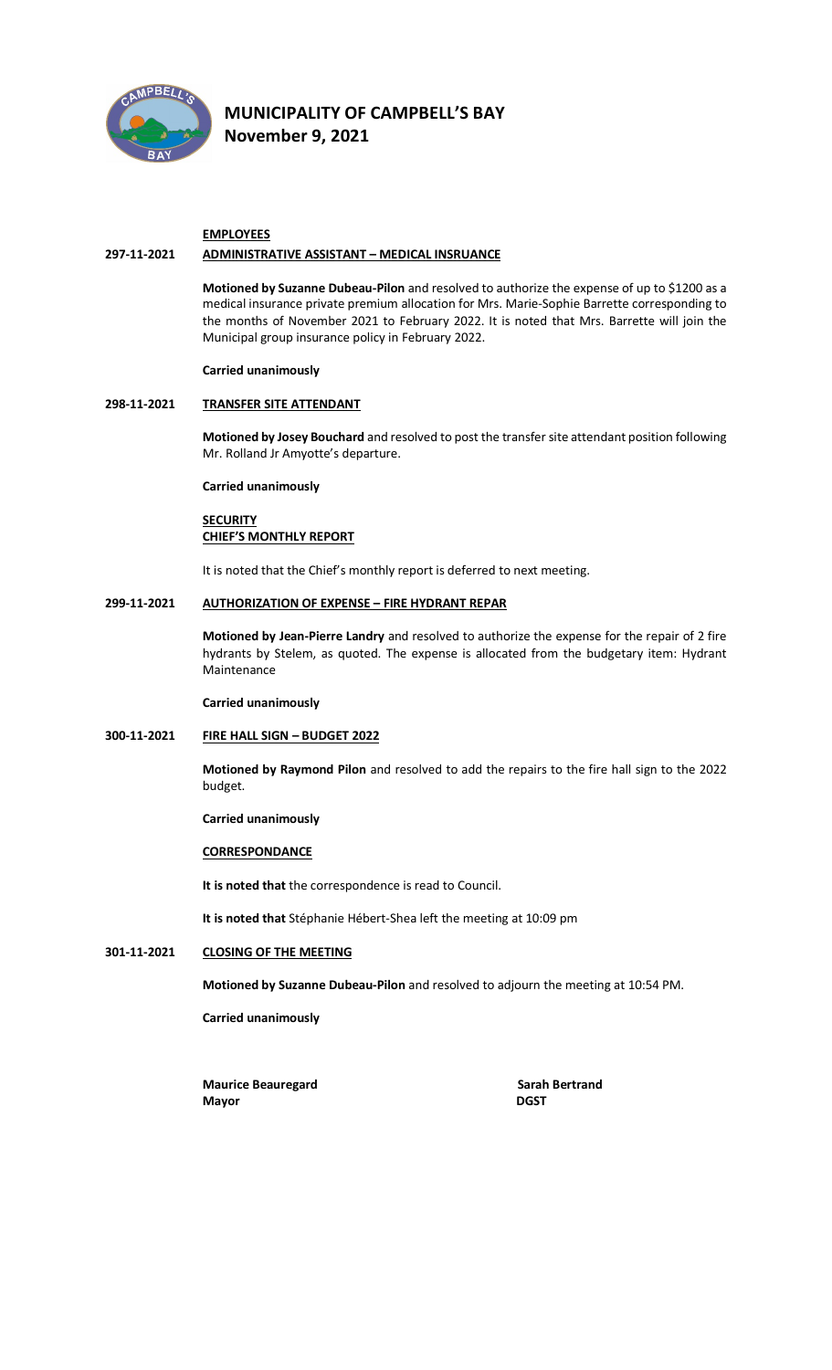# MUNICIPALITY OF CAMPBELL'S BAY
**November 9, 2021**

**EMPLOYEES**

**297-11-2021 ADMINISTRATIVE ASSISTANT – MEDICAL INSRUANCE**

**Motioned by Suzanne Dubeau-Pilon** and resolved to authorize the expense of up to $1200 as a medical insurance private premium allocation for Mrs. Marie-Sophie Barrette corresponding to the months of November 2021 to February 2022. It is noted that Mrs. Barrette will join the Municipal group insurance policy in February 2022.

**Carried unanimously**

**298-11-2021 TRANSFER SITE ATTENDANT**

**Motioned by Josey Bouchard** and resolved to post the transfer site attendant position following Mr. Rolland Jr Amyotte's departure.

**Carried unanimously**

**SECURITY**
**CHIEF'S MONTHLY REPORT**

It is noted that the Chief's monthly report is deferred to next meeting.

**299-11-2021 AUTHORIZATION OF EXPENSE – FIRE HYDRANT REPAR**

**Motioned by Jean-Pierre Landry** and resolved to authorize the expense for the repair of 2 fire hydrants by Stelem, as quoted. The expense is allocated from the budgetary item: Hydrant Maintenance

**Carried unanimously**

**300-11-2021 FIRE HALL SIGN – BUDGET 2022**

**Motioned by Raymond Pilon** and resolved to add the repairs to the fire hall sign to the 2022 budget.

**Carried unanimously**

**CORRESPONDANCE**

**It is noted that** the correspondence is read to Council.

**It is noted that** Stéphanie Hébert-Shea left the meeting at 10:09 pm

**301-11-2021 CLOSING OF THE MEETING**

**Motioned by Suzanne Dubeau-Pilon** and resolved to adjourn the meeting at 10:54 PM.

**Carried unanimously**

**Maurice Beauregard** — **Mayor**

**Sarah Bertrand** — **DGST**